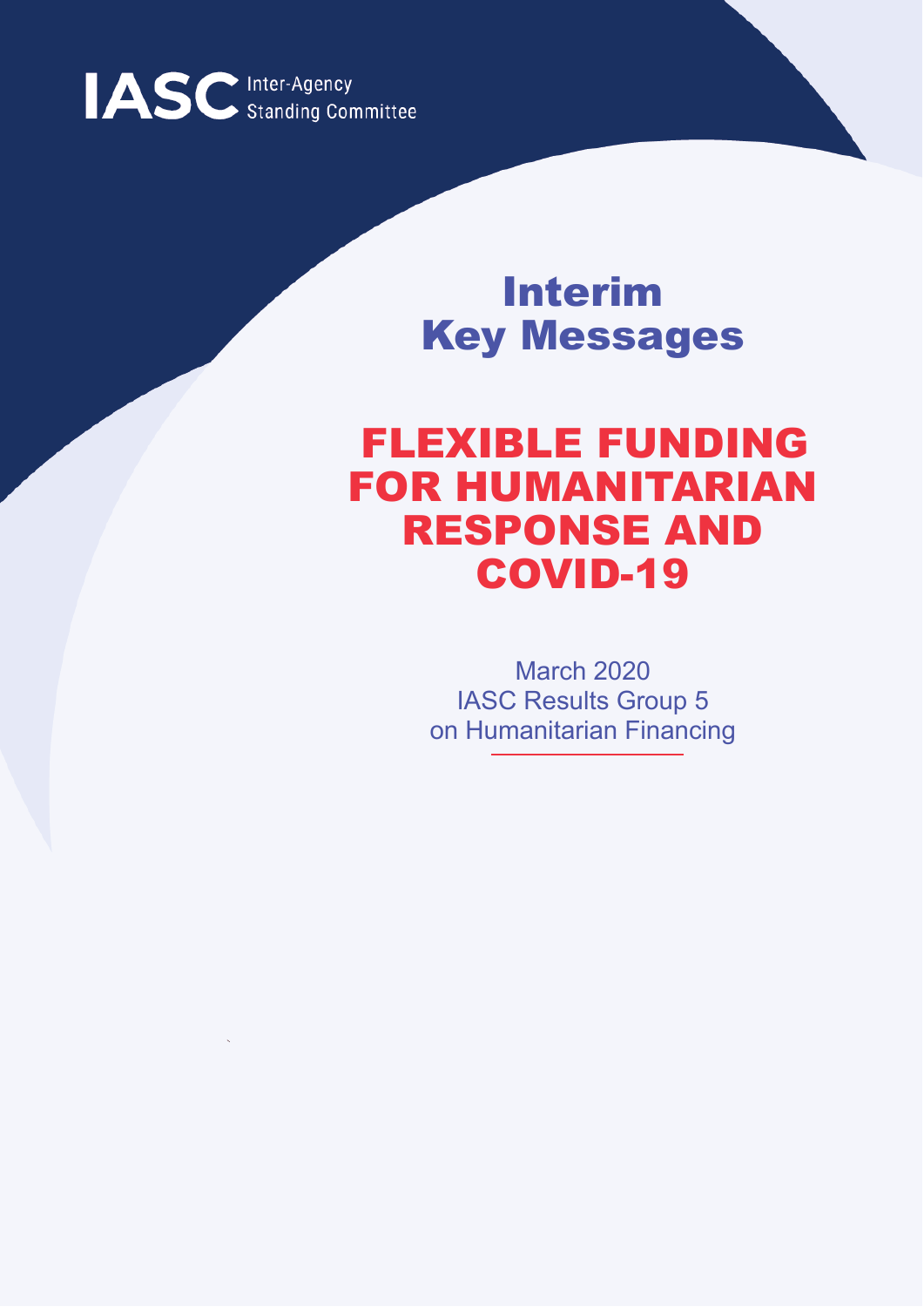IASC Inter-Agency Standing Committee

# Interim Key Messages

# FLEXIBLE FUNDING FOR HUMANITARIAN RESPONSE AND COVID-19

March 2020
IASC Results Group 5
on Humanitarian Financing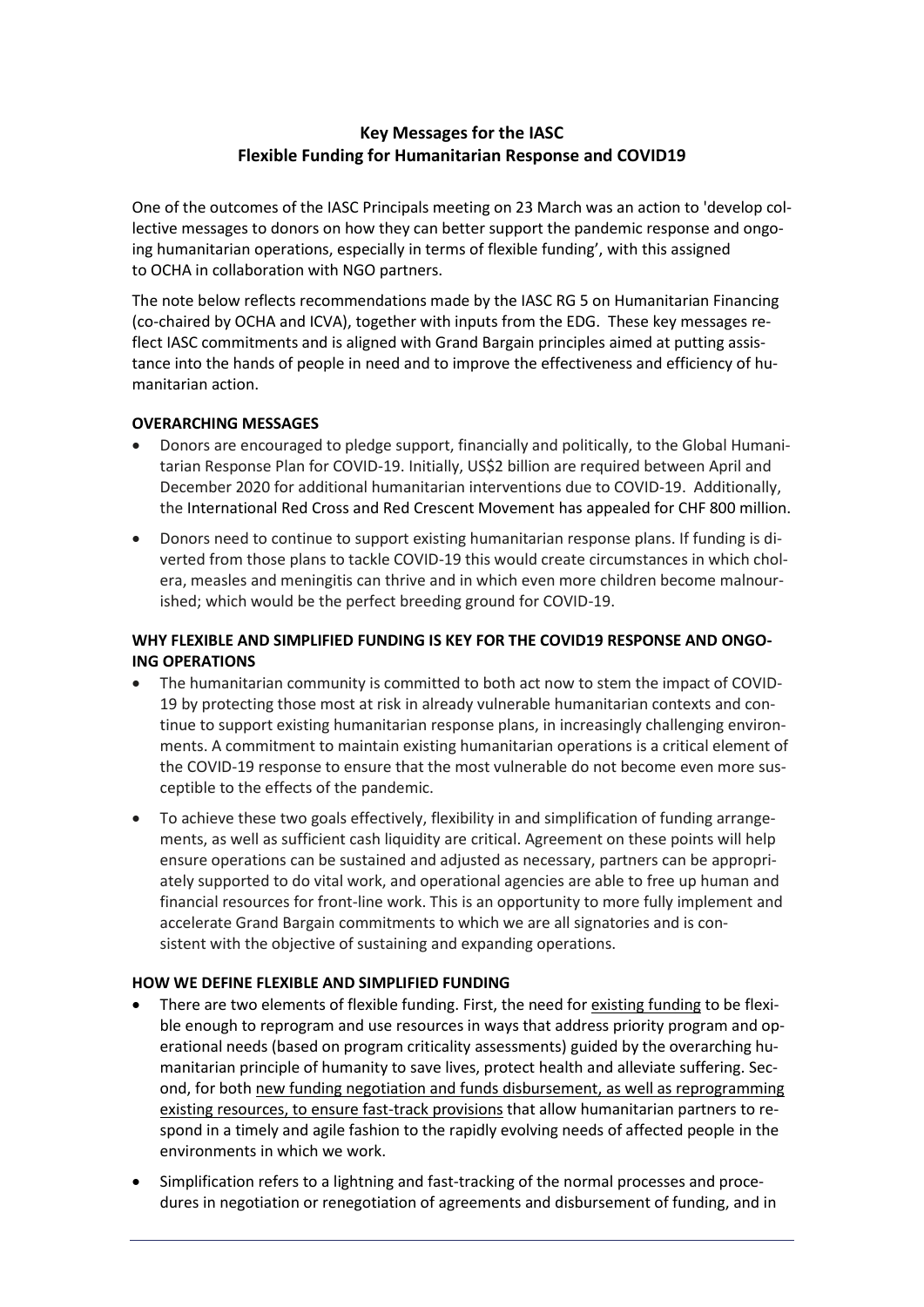# Key Messages for the IASC
## Flexible Funding for Humanitarian Response and COVID19

One of the outcomes of the IASC Principals meeting on 23 March was an action to 'develop collective messages to donors on how they can better support the pandemic response and ongoing humanitarian operations, especially in terms of flexible funding', with this assigned to OCHA in collaboration with NGO partners.

The note below reflects recommendations made by the IASC RG 5 on Humanitarian Financing (co-chaired by OCHA and ICVA), together with inputs from the EDG. These key messages reflect IASC commitments and is aligned with Grand Bargain principles aimed at putting assistance into the hands of people in need and to improve the effectiveness and efficiency of humanitarian action.

### OVERARCHING MESSAGES

- Donors are encouraged to pledge support, financially and politically, to the Global Humanitarian Response Plan for COVID-19. Initially, US$2 billion are required between April and December 2020 for additional humanitarian interventions due to COVID-19. Additionally, the International Red Cross and Red Crescent Movement has appealed for CHF 800 million.
- Donors need to continue to support existing humanitarian response plans. If funding is diverted from those plans to tackle COVID-19 this would create circumstances in which cholera, measles and meningitis can thrive and in which even more children become malnourished; which would be the perfect breeding ground for COVID-19.

### WHY FLEXIBLE AND SIMPLIFIED FUNDING IS KEY FOR THE COVID19 RESPONSE AND ONGOING OPERATIONS

- The humanitarian community is committed to both act now to stem the impact of COVID-19 by protecting those most at risk in already vulnerable humanitarian contexts and continue to support existing humanitarian response plans, in increasingly challenging environments. A commitment to maintain existing humanitarian operations is a critical element of the COVID-19 response to ensure that the most vulnerable do not become even more susceptible to the effects of the pandemic.
- To achieve these two goals effectively, flexibility in and simplification of funding arrangements, as well as sufficient cash liquidity are critical. Agreement on these points will help ensure operations can be sustained and adjusted as necessary, partners can be appropriately supported to do vital work, and operational agencies are able to free up human and financial resources for front-line work. This is an opportunity to more fully implement and accelerate Grand Bargain commitments to which we are all signatories and is consistent with the objective of sustaining and expanding operations.

### HOW WE DEFINE FLEXIBLE AND SIMPLIFIED FUNDING

- There are two elements of flexible funding. First, the need for existing funding to be flexible enough to reprogram and use resources in ways that address priority program and operational needs (based on program criticality assessments) guided by the overarching humanitarian principle of humanity to save lives, protect health and alleviate suffering. Second, for both new funding negotiation and funds disbursement, as well as reprogramming existing resources, to ensure fast-track provisions that allow humanitarian partners to respond in a timely and agile fashion to the rapidly evolving needs of affected people in the environments in which we work.
- Simplification refers to a lightning and fast-tracking of the normal processes and procedures in negotiation or renegotiation of agreements and disbursement of funding, and in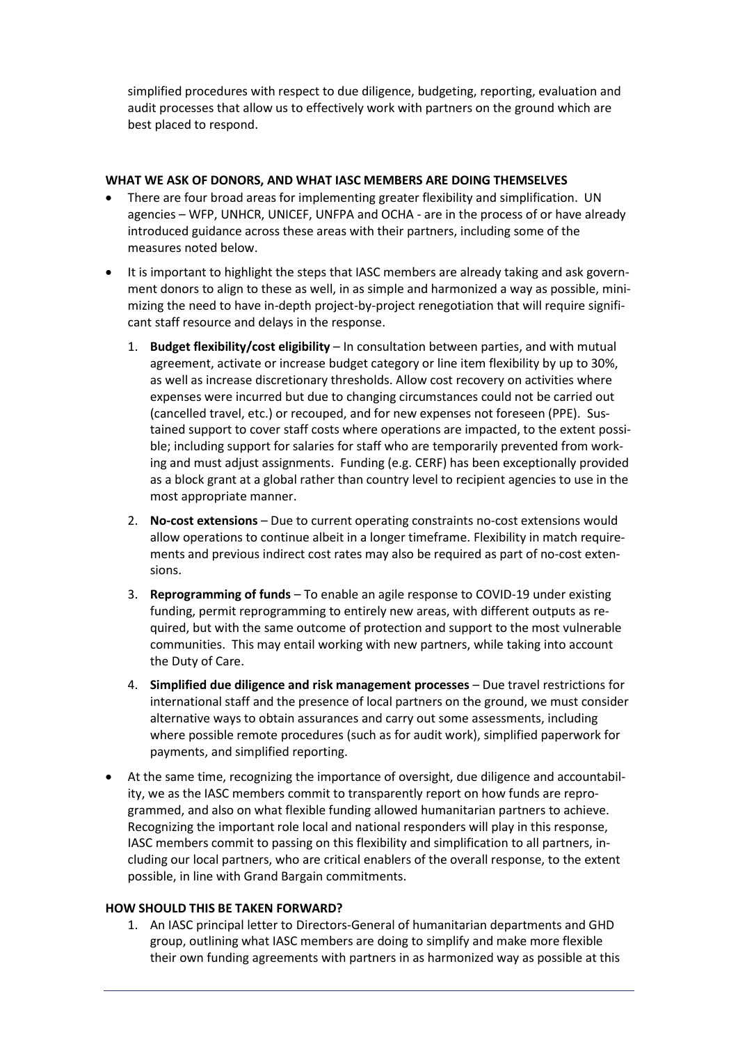simplified procedures with respect to due diligence, budgeting, reporting, evaluation and audit processes that allow us to effectively work with partners on the ground which are best placed to respond.

**WHAT WE ASK OF DONORS, AND WHAT IASC MEMBERS ARE DOING THEMSELVES**

- There are four broad areas for implementing greater flexibility and simplification. UN agencies – WFP, UNHCR, UNICEF, UNFPA and OCHA - are in the process of or have already introduced guidance across these areas with their partners, including some of the measures noted below.
- It is important to highlight the steps that IASC members are already taking and ask government donors to align to these as well, in as simple and harmonized a way as possible, minimizing the need to have in-depth project-by-project renegotiation that will require significant staff resource and delays in the response.
  1. **Budget flexibility/cost eligibility** – In consultation between parties, and with mutual agreement, activate or increase budget category or line item flexibility by up to 30%, as well as increase discretionary thresholds. Allow cost recovery on activities where expenses were incurred but due to changing circumstances could not be carried out (cancelled travel, etc.) or recouped, and for new expenses not foreseen (PPE). Sustained support to cover staff costs where operations are impacted, to the extent possible; including support for salaries for staff who are temporarily prevented from working and must adjust assignments. Funding (e.g. CERF) has been exceptionally provided as a block grant at a global rather than country level to recipient agencies to use in the most appropriate manner.
  2. **No-cost extensions** – Due to current operating constraints no-cost extensions would allow operations to continue albeit in a longer timeframe. Flexibility in match requirements and previous indirect cost rates may also be required as part of no-cost extensions.
  3. **Reprogramming of funds** – To enable an agile response to COVID-19 under existing funding, permit reprogramming to entirely new areas, with different outputs as required, but with the same outcome of protection and support to the most vulnerable communities. This may entail working with new partners, while taking into account the Duty of Care.
  4. **Simplified due diligence and risk management processes** – Due travel restrictions for international staff and the presence of local partners on the ground, we must consider alternative ways to obtain assurances and carry out some assessments, including where possible remote procedures (such as for audit work), simplified paperwork for payments, and simplified reporting.
- At the same time, recognizing the importance of oversight, due diligence and accountability, we as the IASC members commit to transparently report on how funds are reprogrammed, and also on what flexible funding allowed humanitarian partners to achieve. Recognizing the important role local and national responders will play in this response, IASC members commit to passing on this flexibility and simplification to all partners, including our local partners, who are critical enablers of the overall response, to the extent possible, in line with Grand Bargain commitments.

**HOW SHOULD THIS BE TAKEN FORWARD?**

1. An IASC principal letter to Directors-General of humanitarian departments and GHD group, outlining what IASC members are doing to simplify and make more flexible their own funding agreements with partners in as harmonized way as possible at this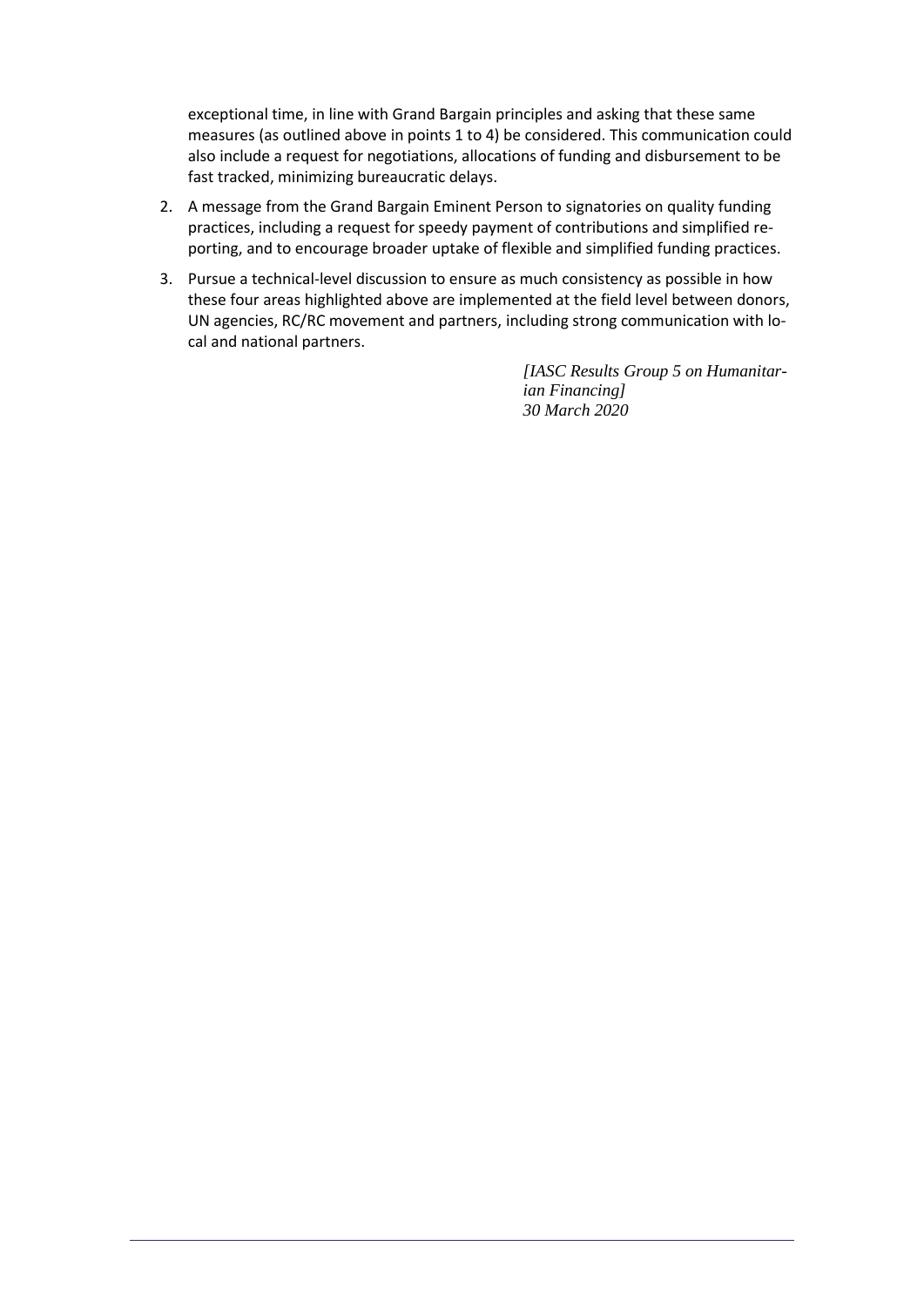exceptional time, in line with Grand Bargain principles and asking that these same measures (as outlined above in points 1 to 4) be considered. This communication could also include a request for negotiations, allocations of funding and disbursement to be fast tracked, minimizing bureaucratic delays.

2. A message from the Grand Bargain Eminent Person to signatories on quality funding practices, including a request for speedy payment of contributions and simplified reporting, and to encourage broader uptake of flexible and simplified funding practices.
3. Pursue a technical-level discussion to ensure as much consistency as possible in how these four areas highlighted above are implemented at the field level between donors, UN agencies, RC/RC movement and partners, including strong communication with local and national partners.

*[IASC Results Group 5 on Humanitarian Financing]*
*30 March 2020*